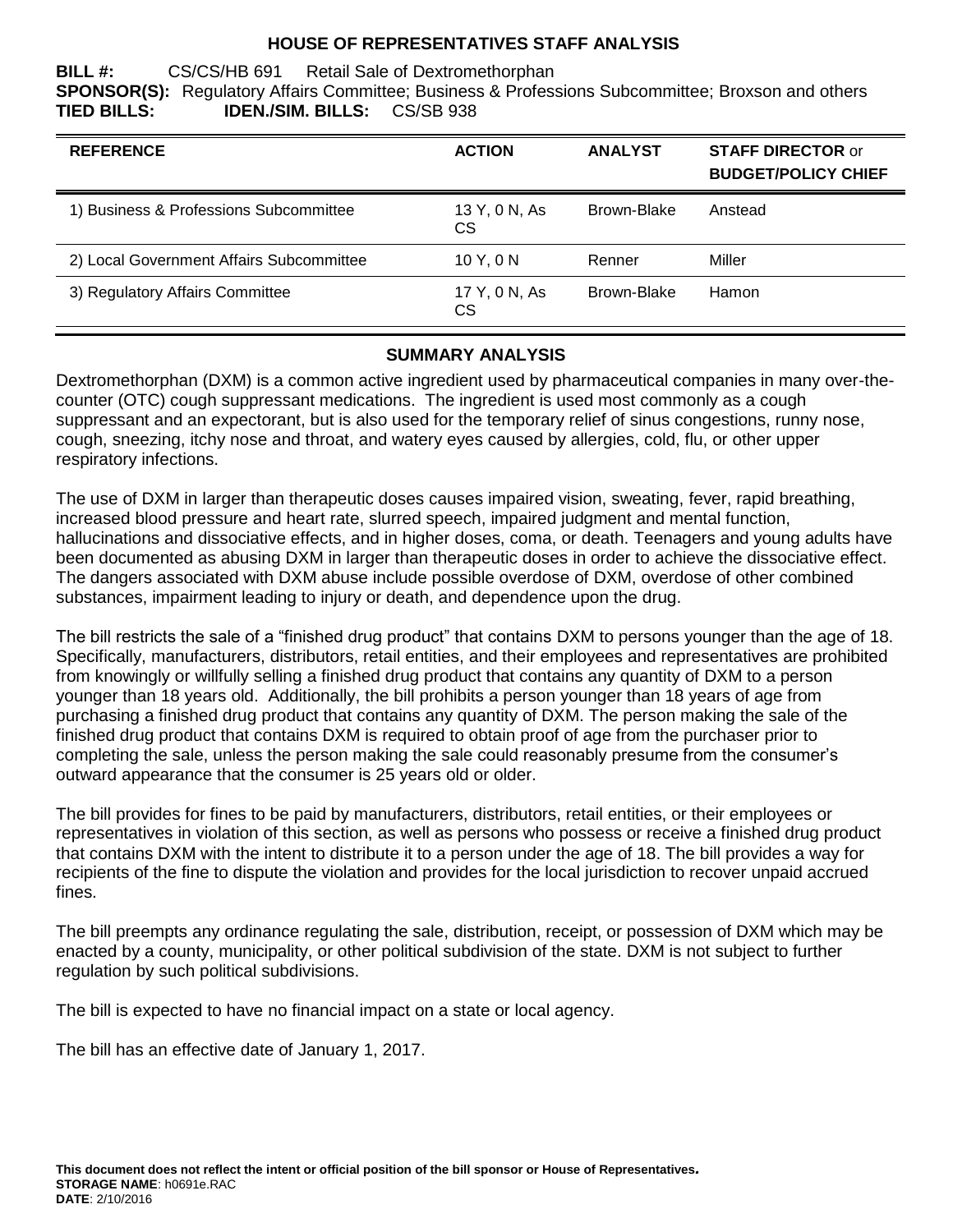# HOUSE OF REPRESENTATIVES STAFF ANALYSIS

**BILL #:** CS/CS/HB 691 Retail Sale of Dextromethorphan
**SPONSOR(S):** Regulatory Affairs Committee; Business & Professions Subcommittee; Broxson and others
**TIED BILLS:** **IDEN./SIM. BILLS:** CS/SB 938

| REFERENCE | ACTION | ANALYST | STAFF DIRECTOR or BUDGET/POLICY CHIEF |
|---|---|---|---|
| 1) Business & Professions Subcommittee | 13 Y, 0 N, As CS | Brown-Blake | Anstead |
| 2) Local Government Affairs Subcommittee | 10 Y, 0 N | Renner | Miller |
| 3) Regulatory Affairs Committee | 17 Y, 0 N, As CS | Brown-Blake | Hamon |

## SUMMARY ANALYSIS

Dextromethorphan (DXM) is a common active ingredient used by pharmaceutical companies in many over-the-counter (OTC) cough suppressant medications. The ingredient is used most commonly as a cough suppressant and an expectorant, but is also used for the temporary relief of sinus congestions, runny nose, cough, sneezing, itchy nose and throat, and watery eyes caused by allergies, cold, flu, or other upper respiratory infections.

The use of DXM in larger than therapeutic doses causes impaired vision, sweating, fever, rapid breathing, increased blood pressure and heart rate, slurred speech, impaired judgment and mental function, hallucinations and dissociative effects, and in higher doses, coma, or death. Teenagers and young adults have been documented as abusing DXM in larger than therapeutic doses in order to achieve the dissociative effect. The dangers associated with DXM abuse include possible overdose of DXM, overdose of other combined substances, impairment leading to injury or death, and dependence upon the drug.

The bill restricts the sale of a "finished drug product" that contains DXM to persons younger than the age of 18. Specifically, manufacturers, distributors, retail entities, and their employees and representatives are prohibited from knowingly or willfully selling a finished drug product that contains any quantity of DXM to a person younger than 18 years old. Additionally, the bill prohibits a person younger than 18 years of age from purchasing a finished drug product that contains any quantity of DXM. The person making the sale of the finished drug product that contains DXM is required to obtain proof of age from the purchaser prior to completing the sale, unless the person making the sale could reasonably presume from the consumer's outward appearance that the consumer is 25 years old or older.

The bill provides for fines to be paid by manufacturers, distributors, retail entities, or their employees or representatives in violation of this section, as well as persons who possess or receive a finished drug product that contains DXM with the intent to distribute it to a person under the age of 18. The bill provides a way for recipients of the fine to dispute the violation and provides for the local jurisdiction to recover unpaid accrued fines.

The bill preempts any ordinance regulating the sale, distribution, receipt, or possession of DXM which may be enacted by a county, municipality, or other political subdivision of the state. DXM is not subject to further regulation by such political subdivisions.

The bill is expected to have no financial impact on a state or local agency.

The bill has an effective date of January 1, 2017.

**This document does not reflect the intent or official position of the bill sponsor or House of Representatives.**
**STORAGE NAME**: h0691e.RAC
**DATE**: 2/10/2016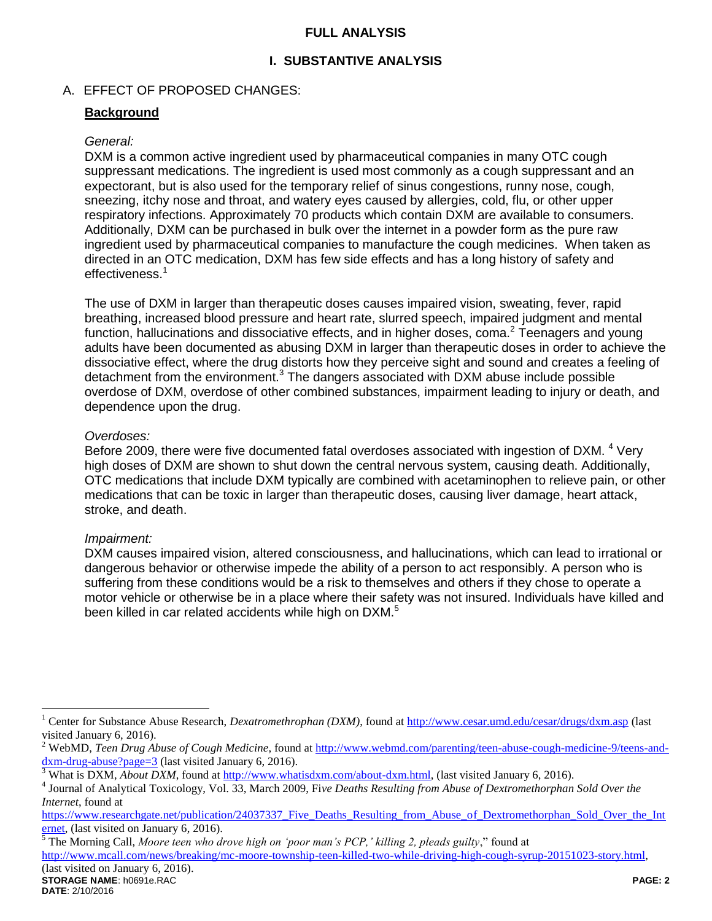# FULL ANALYSIS

## I. SUBSTANTIVE ANALYSIS

### A. EFFECT OF PROPOSED CHANGES:

**Background**

*General:*

DXM is a common active ingredient used by pharmaceutical companies in many OTC cough suppressant medications. The ingredient is used most commonly as a cough suppressant and an expectorant, but is also used for the temporary relief of sinus congestions, runny nose, cough, sneezing, itchy nose and throat, and watery eyes caused by allergies, cold, flu, or other upper respiratory infections. Approximately 70 products which contain DXM are available to consumers. Additionally, DXM can be purchased in bulk over the internet in a powder form as the pure raw ingredient used by pharmaceutical companies to manufacture the cough medicines. When taken as directed in an OTC medication, DXM has few side effects and has a long history of safety and effectiveness.[1]

The use of DXM in larger than therapeutic doses causes impaired vision, sweating, fever, rapid breathing, increased blood pressure and heart rate, slurred speech, impaired judgment and mental function, hallucinations and dissociative effects, and in higher doses, coma.[2] Teenagers and young adults have been documented as abusing DXM in larger than therapeutic doses in order to achieve the dissociative effect, where the drug distorts how they perceive sight and sound and creates a feeling of detachment from the environment.[3] The dangers associated with DXM abuse include possible overdose of DXM, overdose of other combined substances, impairment leading to injury or death, and dependence upon the drug.

*Overdoses:*

Before 2009, there were five documented fatal overdoses associated with ingestion of DXM.[4] Very high doses of DXM are shown to shut down the central nervous system, causing death. Additionally, OTC medications that include DXM typically are combined with acetaminophen to relieve pain, or other medications that can be toxic in larger than therapeutic doses, causing liver damage, heart attack, stroke, and death.

*Impairment:*

DXM causes impaired vision, altered consciousness, and hallucinations, which can lead to irrational or dangerous behavior or otherwise impede the ability of a person to act responsibly. A person who is suffering from these conditions would be a risk to themselves and others if they chose to operate a motor vehicle or otherwise be in a place where their safety was not insured. Individuals have killed and been killed in car related accidents while high on DXM.[5]

---

[1] Center for Substance Abuse Research, *Dexatromethrophan (DXM)*, found at http://www.cesar.umd.edu/cesar/drugs/dxm.asp (last visited January 6, 2016).

[2] WebMD, *Teen Drug Abuse of Cough Medicine*, found at http://www.webmd.com/parenting/teen-abuse-cough-medicine-9/teens-and-dxm-drug-abuse?page=3 (last visited January 6, 2016).

[3] What is DXM, *About DXM*, found at http://www.whatisdxm.com/about-dxm.html, (last visited January 6, 2016).

[4] Journal of Analytical Toxicology, Vol. 33, March 2009, F*ive Deaths Resulting from Abuse of Dextromethorphan Sold Over the Internet*, found at https://www.researchgate.net/publication/24037337_Five_Deaths_Resulting_from_Abuse_of_Dextromethorphan_Sold_Over_the_Internet, (last visited on January 6, 2016).

[5] The Morning Call, *Moore teen who drove high on 'poor man's PCP,' killing 2, pleads guilty*," found at http://www.mcall.com/news/breaking/mc-moore-township-teen-killed-two-while-driving-high-cough-syrup-20151023-story.html, (last visited on January 6, 2016).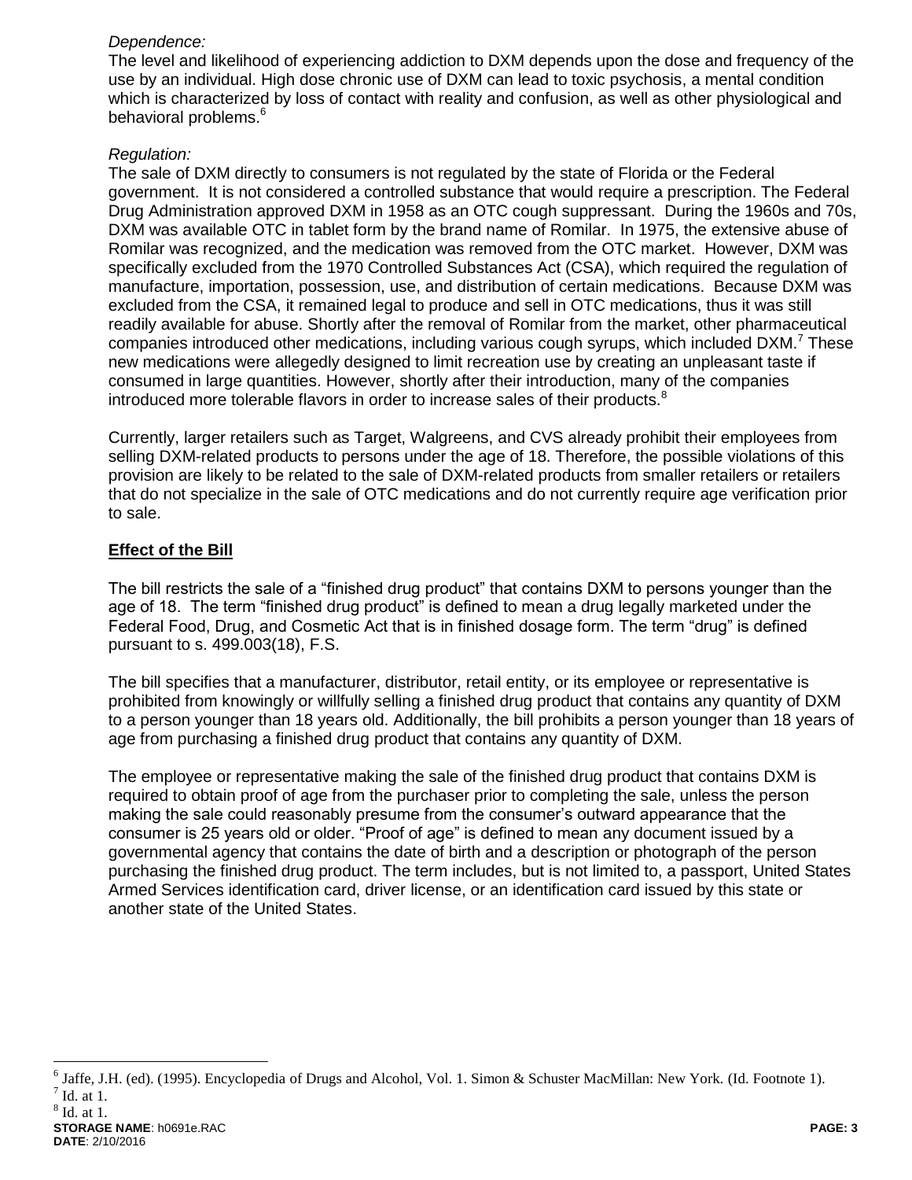*Dependence:*
The level and likelihood of experiencing addiction to DXM depends upon the dose and frequency of the use by an individual. High dose chronic use of DXM can lead to toxic psychosis, a mental condition which is characterized by loss of contact with reality and confusion, as well as other physiological and behavioral problems.[6]

*Regulation:*
The sale of DXM directly to consumers is not regulated by the state of Florida or the Federal government. It is not considered a controlled substance that would require a prescription. The Federal Drug Administration approved DXM in 1958 as an OTC cough suppressant. During the 1960s and 70s, DXM was available OTC in tablet form by the brand name of Romilar. In 1975, the extensive abuse of Romilar was recognized, and the medication was removed from the OTC market. However, DXM was specifically excluded from the 1970 Controlled Substances Act (CSA), which required the regulation of manufacture, importation, possession, use, and distribution of certain medications. Because DXM was excluded from the CSA, it remained legal to produce and sell in OTC medications, thus it was still readily available for abuse. Shortly after the removal of Romilar from the market, other pharmaceutical companies introduced other medications, including various cough syrups, which included DXM.[7] These new medications were allegedly designed to limit recreation use by creating an unpleasant taste if consumed in large quantities. However, shortly after their introduction, many of the companies introduced more tolerable flavors in order to increase sales of their products.[8]

Currently, larger retailers such as Target, Walgreens, and CVS already prohibit their employees from selling DXM-related products to persons under the age of 18. Therefore, the possible violations of this provision are likely to be related to the sale of DXM-related products from smaller retailers or retailers that do not specialize in the sale of OTC medications and do not currently require age verification prior to sale.

## **Effect of the Bill**

The bill restricts the sale of a "finished drug product" that contains DXM to persons younger than the age of 18. The term "finished drug product" is defined to mean a drug legally marketed under the Federal Food, Drug, and Cosmetic Act that is in finished dosage form. The term "drug" is defined pursuant to s. 499.003(18), F.S.

The bill specifies that a manufacturer, distributor, retail entity, or its employee or representative is prohibited from knowingly or willfully selling a finished drug product that contains any quantity of DXM to a person younger than 18 years old. Additionally, the bill prohibits a person younger than 18 years of age from purchasing a finished drug product that contains any quantity of DXM.

The employee or representative making the sale of the finished drug product that contains DXM is required to obtain proof of age from the purchaser prior to completing the sale, unless the person making the sale could reasonably presume from the consumer's outward appearance that the consumer is 25 years old or older. "Proof of age" is defined to mean any document issued by a governmental agency that contains the date of birth and a description or photograph of the person purchasing the finished drug product. The term includes, but is not limited to, a passport, United States Armed Services identification card, driver license, or an identification card issued by this state or another state of the United States.

---

[6] Jaffe, J.H. (ed). (1995). Encyclopedia of Drugs and Alcohol, Vol. 1. Simon & Schuster MacMillan: New York. (Id. Footnote 1).
[7] Id. at 1.
[8] Id. at 1.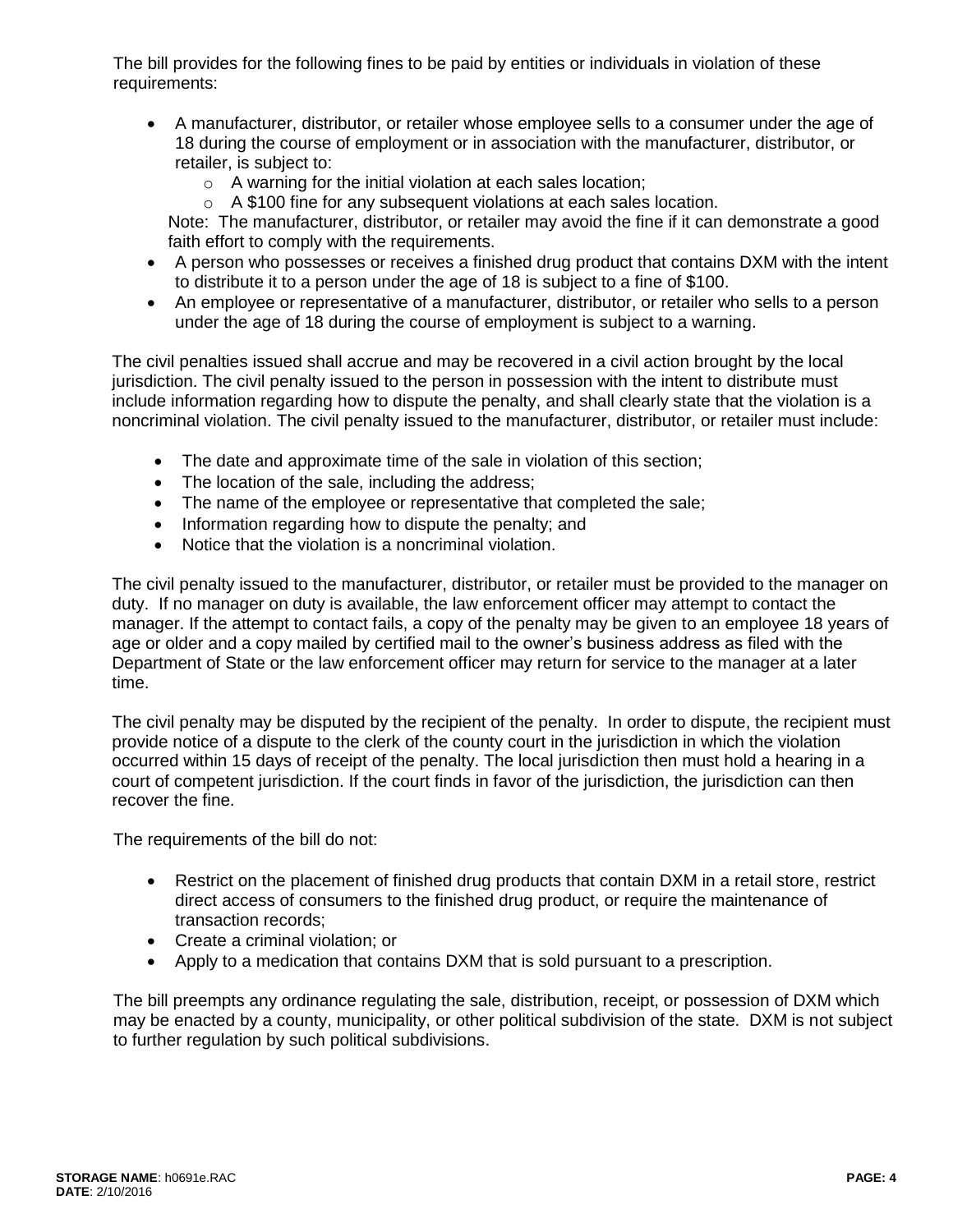The bill provides for the following fines to be paid by entities or individuals in violation of these requirements:

- A manufacturer, distributor, or retailer whose employee sells to a consumer under the age of 18 during the course of employment or in association with the manufacturer, distributor, or retailer, is subject to:
  - A warning for the initial violation at each sales location;
  - A $100 fine for any subsequent violations at each sales location.

  Note: The manufacturer, distributor, or retailer may avoid the fine if it can demonstrate a good faith effort to comply with the requirements.
- A person who possesses or receives a finished drug product that contains DXM with the intent to distribute it to a person under the age of 18 is subject to a fine of $100.
- An employee or representative of a manufacturer, distributor, or retailer who sells to a person under the age of 18 during the course of employment is subject to a warning.

The civil penalties issued shall accrue and may be recovered in a civil action brought by the local jurisdiction. The civil penalty issued to the person in possession with the intent to distribute must include information regarding how to dispute the penalty, and shall clearly state that the violation is a noncriminal violation. The civil penalty issued to the manufacturer, distributor, or retailer must include:

- The date and approximate time of the sale in violation of this section;
- The location of the sale, including the address;
- The name of the employee or representative that completed the sale;
- Information regarding how to dispute the penalty; and
- Notice that the violation is a noncriminal violation.

The civil penalty issued to the manufacturer, distributor, or retailer must be provided to the manager on duty. If no manager on duty is available, the law enforcement officer may attempt to contact the manager. If the attempt to contact fails, a copy of the penalty may be given to an employee 18 years of age or older and a copy mailed by certified mail to the owner's business address as filed with the Department of State or the law enforcement officer may return for service to the manager at a later time.

The civil penalty may be disputed by the recipient of the penalty. In order to dispute, the recipient must provide notice of a dispute to the clerk of the county court in the jurisdiction in which the violation occurred within 15 days of receipt of the penalty. The local jurisdiction then must hold a hearing in a court of competent jurisdiction. If the court finds in favor of the jurisdiction, the jurisdiction can then recover the fine.

The requirements of the bill do not:

- Restrict on the placement of finished drug products that contain DXM in a retail store, restrict direct access of consumers to the finished drug product, or require the maintenance of transaction records;
- Create a criminal violation; or
- Apply to a medication that contains DXM that is sold pursuant to a prescription.

The bill preempts any ordinance regulating the sale, distribution, receipt, or possession of DXM which may be enacted by a county, municipality, or other political subdivision of the state. DXM is not subject to further regulation by such political subdivisions.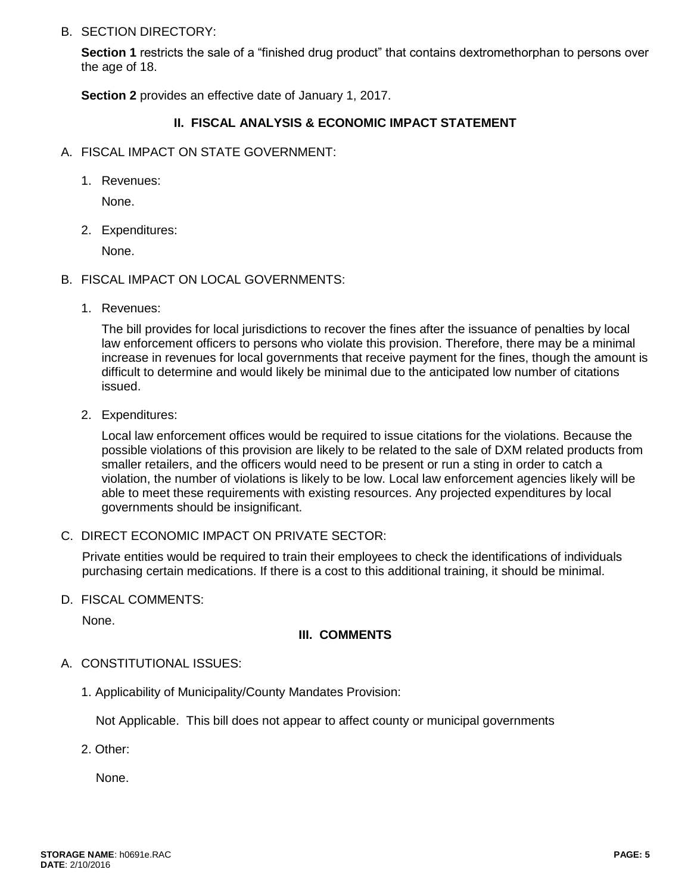B. SECTION DIRECTORY:

**Section 1** restricts the sale of a "finished drug product" that contains dextromethorphan to persons over the age of 18.

**Section 2** provides an effective date of January 1, 2017.

## II. FISCAL ANALYSIS & ECONOMIC IMPACT STATEMENT

A. FISCAL IMPACT ON STATE GOVERNMENT:

1. Revenues:

   None.

2. Expenditures:

   None.

B. FISCAL IMPACT ON LOCAL GOVERNMENTS:

1. Revenues:

   The bill provides for local jurisdictions to recover the fines after the issuance of penalties by local law enforcement officers to persons who violate this provision. Therefore, there may be a minimal increase in revenues for local governments that receive payment for the fines, though the amount is difficult to determine and would likely be minimal due to the anticipated low number of citations issued.

2. Expenditures:

   Local law enforcement offices would be required to issue citations for the violations. Because the possible violations of this provision are likely to be related to the sale of DXM related products from smaller retailers, and the officers would need to be present or run a sting in order to catch a violation, the number of violations is likely to be low. Local law enforcement agencies likely will be able to meet these requirements with existing resources. Any projected expenditures by local governments should be insignificant.

C. DIRECT ECONOMIC IMPACT ON PRIVATE SECTOR:

Private entities would be required to train their employees to check the identifications of individuals purchasing certain medications. If there is a cost to this additional training, it should be minimal.

D. FISCAL COMMENTS:

None.

## III. COMMENTS

A. CONSTITUTIONAL ISSUES:

1. Applicability of Municipality/County Mandates Provision:

   Not Applicable. This bill does not appear to affect county or municipal governments

2. Other:

   None.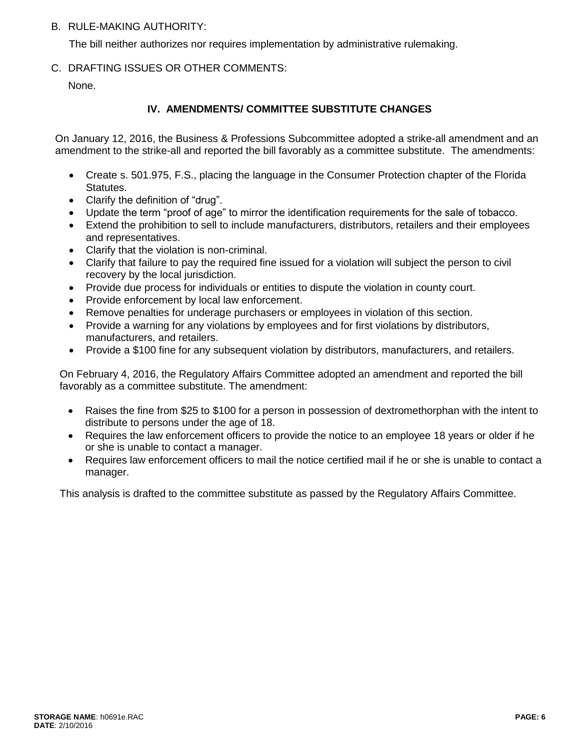B. RULE-MAKING AUTHORITY:

The bill neither authorizes nor requires implementation by administrative rulemaking.

C. DRAFTING ISSUES OR OTHER COMMENTS:

None.

## IV. AMENDMENTS/ COMMITTEE SUBSTITUTE CHANGES

On January 12, 2016, the Business & Professions Subcommittee adopted a strike-all amendment and an amendment to the strike-all and reported the bill favorably as a committee substitute. The amendments:

- Create s. 501.975, F.S., placing the language in the Consumer Protection chapter of the Florida Statutes.
- Clarify the definition of "drug".
- Update the term "proof of age" to mirror the identification requirements for the sale of tobacco.
- Extend the prohibition to sell to include manufacturers, distributors, retailers and their employees and representatives.
- Clarify that the violation is non-criminal.
- Clarify that failure to pay the required fine issued for a violation will subject the person to civil recovery by the local jurisdiction.
- Provide due process for individuals or entities to dispute the violation in county court.
- Provide enforcement by local law enforcement.
- Remove penalties for underage purchasers or employees in violation of this section.
- Provide a warning for any violations by employees and for first violations by distributors, manufacturers, and retailers.
- Provide a $100 fine for any subsequent violation by distributors, manufacturers, and retailers.

On February 4, 2016, the Regulatory Affairs Committee adopted an amendment and reported the bill favorably as a committee substitute. The amendment:

- Raises the fine from $25 to $100 for a person in possession of dextromethorphan with the intent to distribute to persons under the age of 18.
- Requires the law enforcement officers to provide the notice to an employee 18 years or older if he or she is unable to contact a manager.
- Requires law enforcement officers to mail the notice certified mail if he or she is unable to contact a manager.

This analysis is drafted to the committee substitute as passed by the Regulatory Affairs Committee.